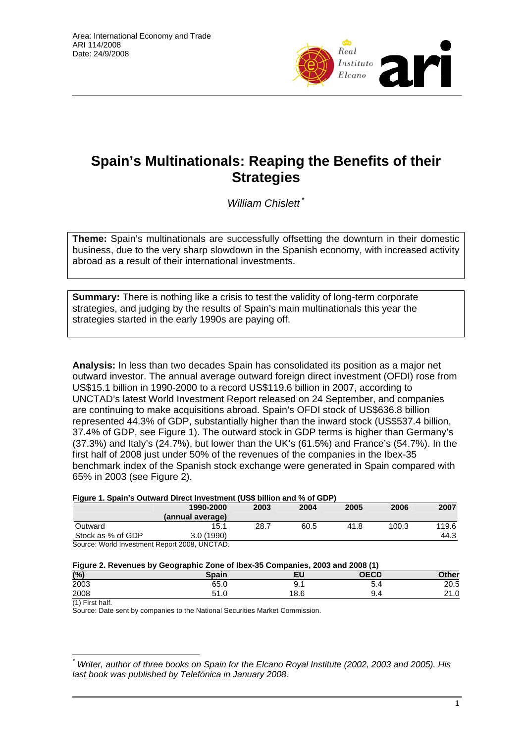Area: International Economy and Trade
ARI 114/2008
Date: 24/9/2008

# Spain's Multinationals: Reaping the Benefits of their Strategies

*William Chislett* [*]

**Theme:** Spain's multinationals are successfully offsetting the downturn in their domestic business, due to the very sharp slowdown in the Spanish economy, with increased activity abroad as a result of their international investments.

**Summary:** There is nothing like a crisis to test the validity of long-term corporate strategies, and judging by the results of Spain's main multinationals this year the strategies started in the early 1990s are paying off.

**Analysis:** In less than two decades Spain has consolidated its position as a major net outward investor. The annual average outward foreign direct investment (OFDI) rose from US$15.1 billion in 1990-2000 to a record US$119.6 billion in 2007, according to UNCTAD's latest World Investment Report released on 24 September, and companies are continuing to make acquisitions abroad. Spain's OFDI stock of US$636.8 billion represented 44.3% of GDP, substantially higher than the inward stock (US$537.4 billion, 37.4% of GDP, see Figure 1). The outward stock in GDP terms is higher than Germany's (37.3%) and Italy's (24.7%), but lower than the UK's (61.5%) and France's (54.7%). In the first half of 2008 just under 50% of the revenues of the companies in the Ibex-35 benchmark index of the Spanish stock exchange were generated in Spain compared with 65% in 2003 (see Figure 2).

**Figure 1. Spain's Outward Direct Investment (US$ billion and % of GDP)**

| | 1990-2000 (annual average) | 2003 | 2004 | 2005 | 2006 | 2007 |
|---|---|---|---|---|---|---|
| Outward | 15.1 | 28.7 | 60.5 | 41.8 | 100.3 | 119.6 |
| Stock as % of GDP | 3.0 (1990) | | | | | 44.3 |

Source: World Investment Report 2008, UNCTAD.

**Figure 2. Revenues by Geographic Zone of Ibex-35 Companies, 2003 and 2008 (1)**

| (%) | Spain | EU | OECD | Other |
|---|---|---|---|---|
| 2003 | 65.0 | 9.1 | 5.4 | 20.5 |
| 2008 | 51.0 | 18.6 | 9.4 | 21.0 |

(1) First half.
Source: Date sent by companies to the National Securities Market Commission.

[*] *Writer, author of three books on Spain for the Elcano Royal Institute (2002, 2003 and 2005). His last book was published by Telefónica in January 2008.*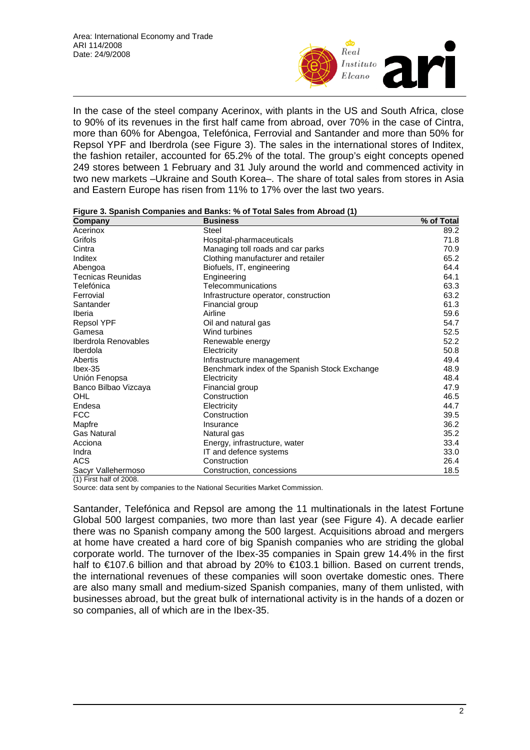In the case of the steel company Acerinox, with plants in the US and South Africa, close to 90% of its revenues in the first half came from abroad, over 70% in the case of Cintra, more than 60% for Abengoa, Telefónica, Ferrovial and Santander and more than 50% for Repsol YPF and Iberdrola (see Figure 3). The sales in the international stores of Inditex, the fashion retailer, accounted for 65.2% of the total. The group's eight concepts opened 249 stores between 1 February and 31 July around the world and commenced activity in two new markets –Ukraine and South Korea–. The share of total sales from stores in Asia and Eastern Europe has risen from 11% to 17% over the last two years.

**Figure 3. Spanish Companies and Banks: % of Total Sales from Abroad (1)**

| Company | Business | % of Total |
|---|---|---|
| Acerinox | Steel | 89.2 |
| Grifols | Hospital-pharmaceuticals | 71.8 |
| Cintra | Managing toll roads and car parks | 70.9 |
| Inditex | Clothing manufacturer and retailer | 65.2 |
| Abengoa | Biofuels, IT, engineering | 64.4 |
| Tecnicas Reunidas | Engineering | 64.1 |
| Telefónica | Telecommunications | 63.3 |
| Ferrovial | Infrastructure operator, construction | 63.2 |
| Santander | Financial group | 61.3 |
| Iberia | Airline | 59.6 |
| Repsol YPF | Oil and natural gas | 54.7 |
| Gamesa | Wind turbines | 52.5 |
| Iberdrola Renovables | Renewable energy | 52.2 |
| Iberdola | Electricity | 50.8 |
| Abertis | Infrastructure management | 49.4 |
| Ibex-35 | Benchmark index of the Spanish Stock Exchange | 48.9 |
| Unión Fenopsa | Electricity | 48.4 |
| Banco Bilbao Vizcaya | Financial group | 47.9 |
| OHL | Construction | 46.5 |
| Endesa | Electricity | 44.7 |
| FCC | Construction | 39.5 |
| Mapfre | Insurance | 36.2 |
| Gas Natural | Natural gas | 35.2 |
| Acciona | Energy, infrastructure, water | 33.4 |
| Indra | IT and defence systems | 33.0 |
| ACS | Construction | 26.4 |
| Sacyr Vallehermoso | Construction, concessions | 18.5 |

(1) First half of 2008.

Source: data sent by companies to the National Securities Market Commission.

Santander, Telefónica and Repsol are among the 11 multinationals in the latest Fortune Global 500 largest companies, two more than last year (see Figure 4). A decade earlier there was no Spanish company among the 500 largest. Acquisitions abroad and mergers at home have created a hard core of big Spanish companies who are striding the global corporate world. The turnover of the Ibex-35 companies in Spain grew 14.4% in the first half to €107.6 billion and that abroad by 20% to €103.1 billion. Based on current trends, the international revenues of these companies will soon overtake domestic ones. There are also many small and medium-sized Spanish companies, many of them unlisted, with businesses abroad, but the great bulk of international activity is in the hands of a dozen or so companies, all of which are in the Ibex-35.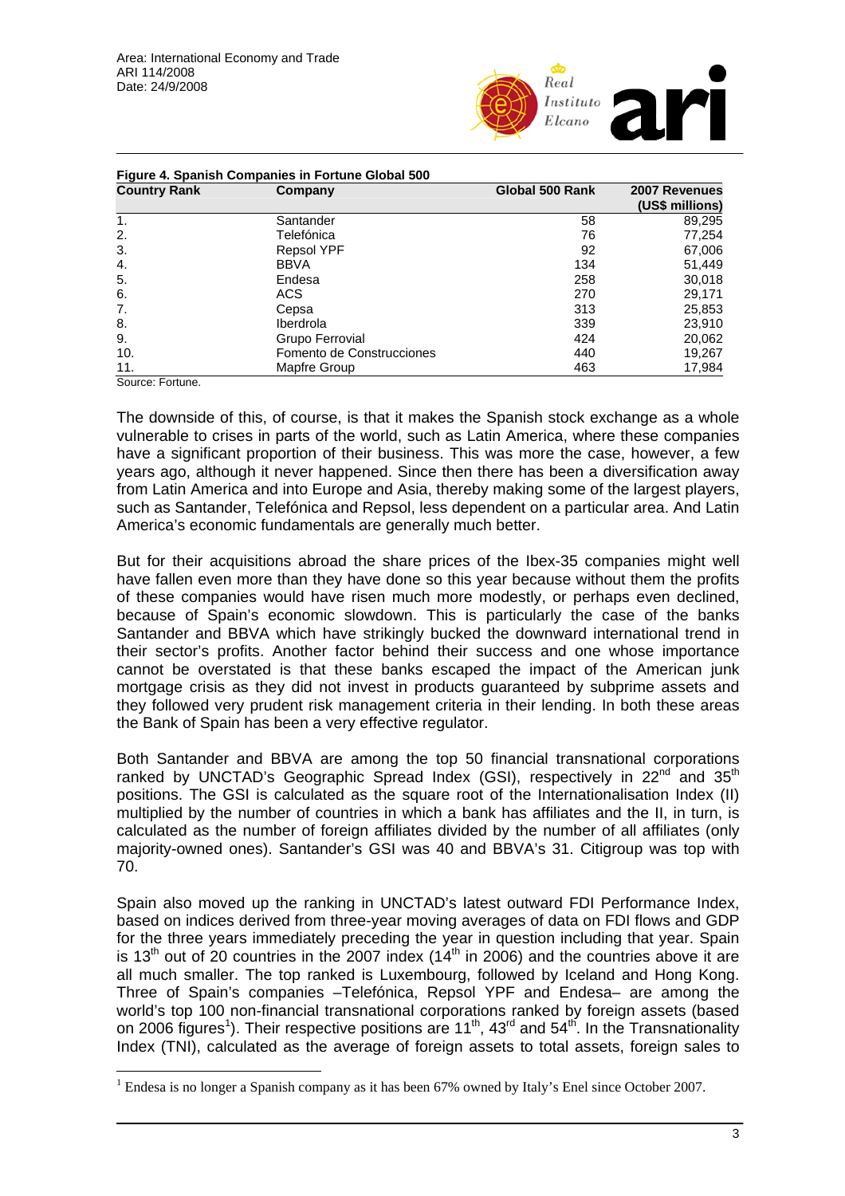**Figure 4. Spanish Companies in Fortune Global 500**

| Country Rank | Company | Global 500 Rank | 2007 Revenues (US$ millions) |
|---|---|---|---|
| 1. | Santander | 58 | 89,295 |
| 2. | Telefónica | 76 | 77,254 |
| 3. | Repsol YPF | 92 | 67,006 |
| 4. | BBVA | 134 | 51,449 |
| 5. | Endesa | 258 | 30,018 |
| 6. | ACS | 270 | 29,171 |
| 7. | Cepsa | 313 | 25,853 |
| 8. | Iberdrola | 339 | 23,910 |
| 9. | Grupo Ferrovial | 424 | 20,062 |
| 10. | Fomento de Construcciones | 440 | 19,267 |
| 11. | Mapfre Group | 463 | 17,984 |

Source: Fortune.

The downside of this, of course, is that it makes the Spanish stock exchange as a whole vulnerable to crises in parts of the world, such as Latin America, where these companies have a significant proportion of their business. This was more the case, however, a few years ago, although it never happened. Since then there has been a diversification away from Latin America and into Europe and Asia, thereby making some of the largest players, such as Santander, Telefónica and Repsol, less dependent on a particular area. And Latin America's economic fundamentals are generally much better.

But for their acquisitions abroad the share prices of the Ibex-35 companies might well have fallen even more than they have done so this year because without them the profits of these companies would have risen much more modestly, or perhaps even declined, because of Spain's economic slowdown. This is particularly the case of the banks Santander and BBVA which have strikingly bucked the downward international trend in their sector's profits. Another factor behind their success and one whose importance cannot be overstated is that these banks escaped the impact of the American junk mortgage crisis as they did not invest in products guaranteed by subprime assets and they followed very prudent risk management criteria in their lending. In both these areas the Bank of Spain has been a very effective regulator.

Both Santander and BBVA are among the top 50 financial transnational corporations ranked by UNCTAD's Geographic Spread Index (GSI), respectively in 22nd and 35th positions. The GSI is calculated as the square root of the Internationalisation Index (II) multiplied by the number of countries in which a bank has affiliates and the II, in turn, is calculated as the number of foreign affiliates divided by the number of all affiliates (only majority-owned ones). Santander's GSI was 40 and BBVA's 31. Citigroup was top with 70.

Spain also moved up the ranking in UNCTAD's latest outward FDI Performance Index, based on indices derived from three-year moving averages of data on FDI flows and GDP for the three years immediately preceding the year in question including that year. Spain is 13th out of 20 countries in the 2007 index (14th in 2006) and the countries above it are all much smaller. The top ranked is Luxembourg, followed by Iceland and Hong Kong. Three of Spain's companies –Telefónica, Repsol YPF and Endesa– are among the world's top 100 non-financial transnational corporations ranked by foreign assets (based on 2006 figures[1]). Their respective positions are 11th, 43rd and 54th. In the Transnationality Index (TNI), calculated as the average of foreign assets to total assets, foreign sales to

[1] Endesa is no longer a Spanish company as it has been 67% owned by Italy's Enel since October 2007.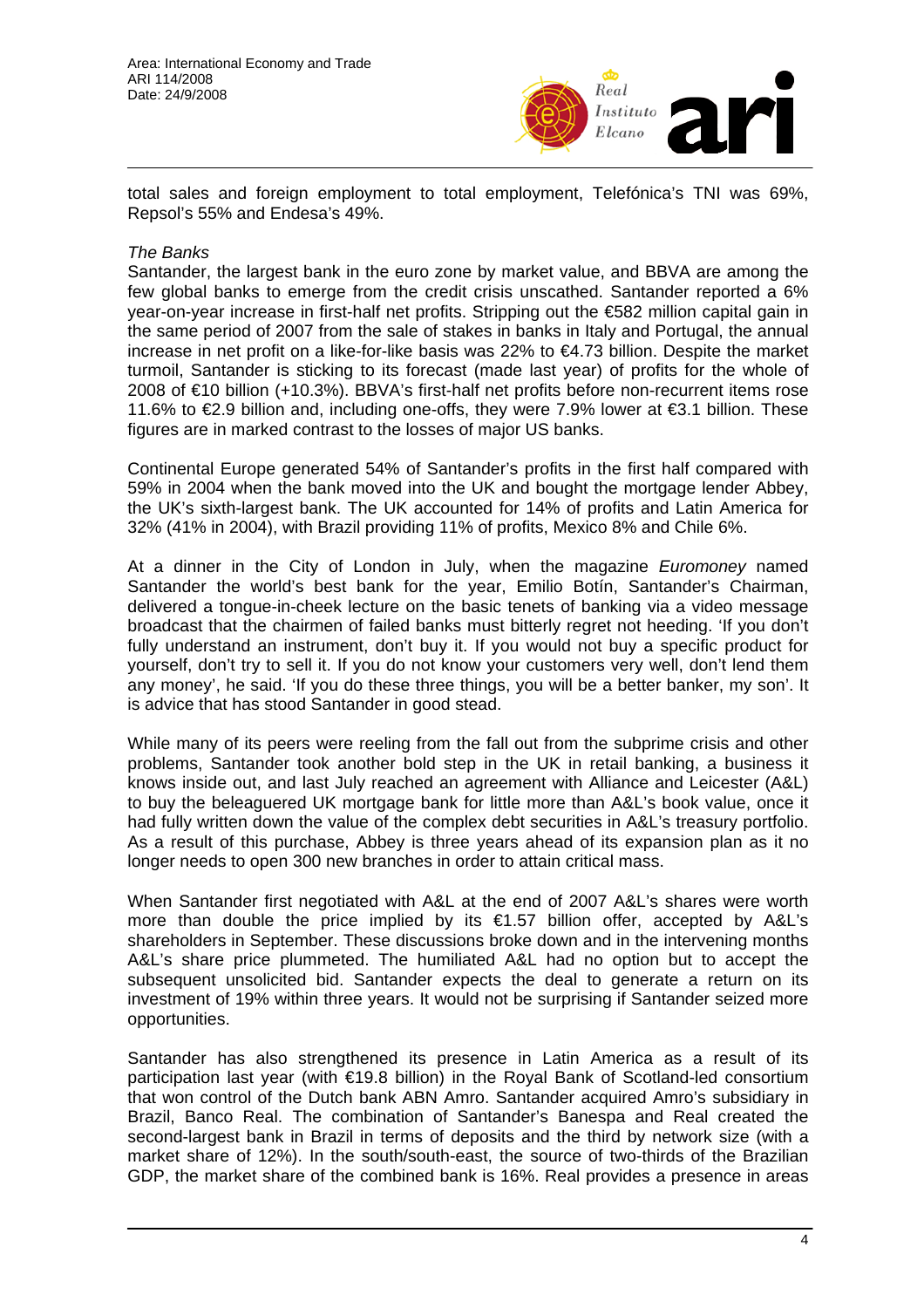total sales and foreign employment to total employment, Telefónica's TNI was 69%, Repsol's 55% and Endesa's 49%.

*The Banks*

Santander, the largest bank in the euro zone by market value, and BBVA are among the few global banks to emerge from the credit crisis unscathed. Santander reported a 6% year-on-year increase in first-half net profits. Stripping out the €582 million capital gain in the same period of 2007 from the sale of stakes in banks in Italy and Portugal, the annual increase in net profit on a like-for-like basis was 22% to €4.73 billion. Despite the market turmoil, Santander is sticking to its forecast (made last year) of profits for the whole of 2008 of €10 billion (+10.3%). BBVA's first-half net profits before non-recurrent items rose 11.6% to €2.9 billion and, including one-offs, they were 7.9% lower at €3.1 billion. These figures are in marked contrast to the losses of major US banks.

Continental Europe generated 54% of Santander's profits in the first half compared with 59% in 2004 when the bank moved into the UK and bought the mortgage lender Abbey, the UK's sixth-largest bank. The UK accounted for 14% of profits and Latin America for 32% (41% in 2004), with Brazil providing 11% of profits, Mexico 8% and Chile 6%.

At a dinner in the City of London in July, when the magazine *Euromoney* named Santander the world's best bank for the year, Emilio Botín, Santander's Chairman, delivered a tongue-in-cheek lecture on the basic tenets of banking via a video message broadcast that the chairmen of failed banks must bitterly regret not heeding. 'If you don't fully understand an instrument, don't buy it. If you would not buy a specific product for yourself, don't try to sell it. If you do not know your customers very well, don't lend them any money', he said. 'If you do these three things, you will be a better banker, my son'. It is advice that has stood Santander in good stead.

While many of its peers were reeling from the fall out from the subprime crisis and other problems, Santander took another bold step in the UK in retail banking, a business it knows inside out, and last July reached an agreement with Alliance and Leicester (A&L) to buy the beleaguered UK mortgage bank for little more than A&L's book value, once it had fully written down the value of the complex debt securities in A&L's treasury portfolio. As a result of this purchase, Abbey is three years ahead of its expansion plan as it no longer needs to open 300 new branches in order to attain critical mass.

When Santander first negotiated with A&L at the end of 2007 A&L's shares were worth more than double the price implied by its €1.57 billion offer, accepted by A&L's shareholders in September. These discussions broke down and in the intervening months A&L's share price plummeted. The humiliated A&L had no option but to accept the subsequent unsolicited bid. Santander expects the deal to generate a return on its investment of 19% within three years. It would not be surprising if Santander seized more opportunities.

Santander has also strengthened its presence in Latin America as a result of its participation last year (with €19.8 billion) in the Royal Bank of Scotland-led consortium that won control of the Dutch bank ABN Amro. Santander acquired Amro's subsidiary in Brazil, Banco Real. The combination of Santander's Banespa and Real created the second-largest bank in Brazil in terms of deposits and the third by network size (with a market share of 12%). In the south/south-east, the source of two-thirds of the Brazilian GDP, the market share of the combined bank is 16%. Real provides a presence in areas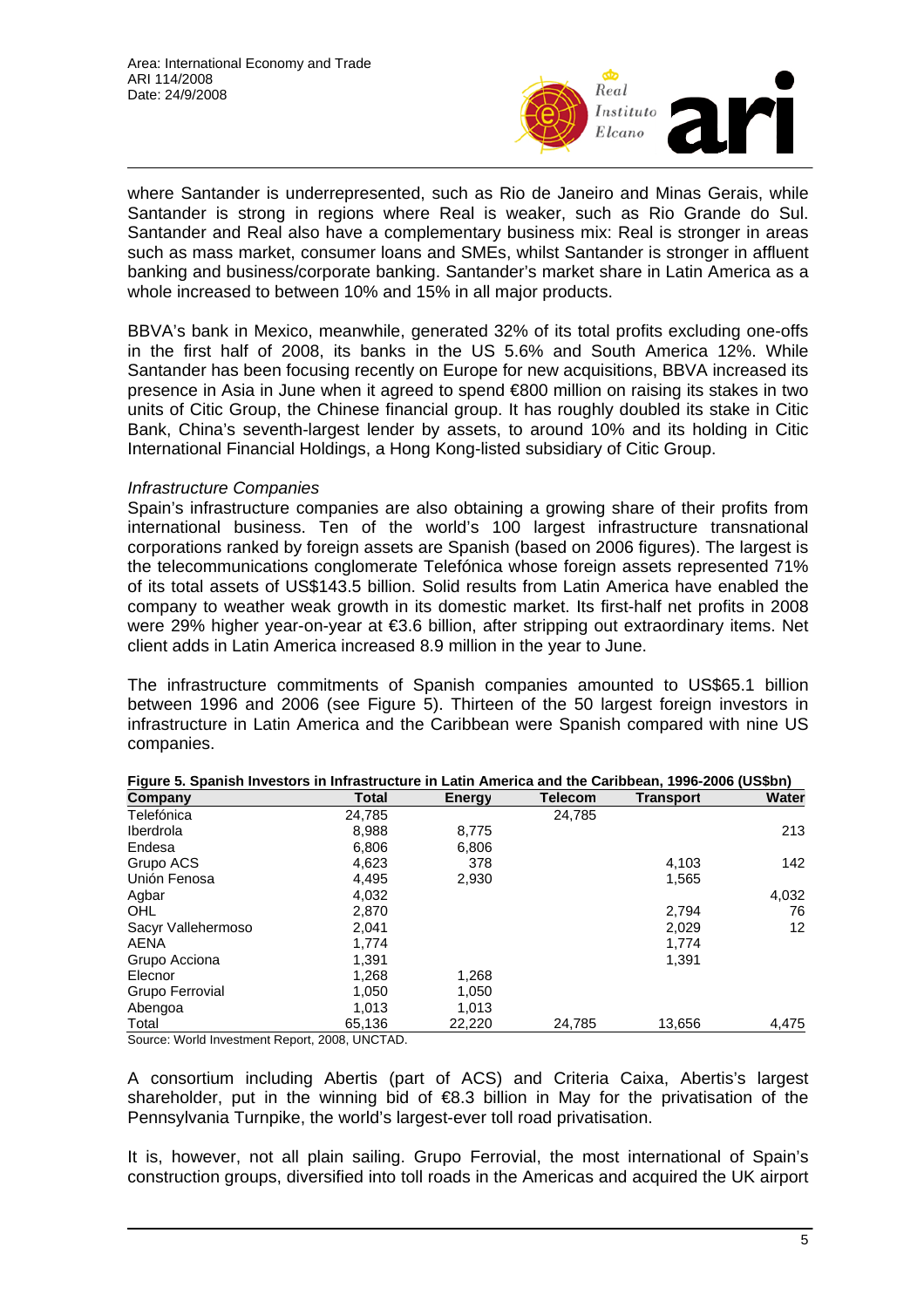where Santander is underrepresented, such as Rio de Janeiro and Minas Gerais, while Santander is strong in regions where Real is weaker, such as Rio Grande do Sul. Santander and Real also have a complementary business mix: Real is stronger in areas such as mass market, consumer loans and SMEs, whilst Santander is stronger in affluent banking and business/corporate banking. Santander's market share in Latin America as a whole increased to between 10% and 15% in all major products.

BBVA's bank in Mexico, meanwhile, generated 32% of its total profits excluding one-offs in the first half of 2008, its banks in the US 5.6% and South America 12%. While Santander has been focusing recently on Europe for new acquisitions, BBVA increased its presence in Asia in June when it agreed to spend €800 million on raising its stakes in two units of Citic Group, the Chinese financial group. It has roughly doubled its stake in Citic Bank, China's seventh-largest lender by assets, to around 10% and its holding in Citic International Financial Holdings, a Hong Kong-listed subsidiary of Citic Group.

*Infrastructure Companies*

Spain's infrastructure companies are also obtaining a growing share of their profits from international business. Ten of the world's 100 largest infrastructure transnational corporations ranked by foreign assets are Spanish (based on 2006 figures). The largest is the telecommunications conglomerate Telefónica whose foreign assets represented 71% of its total assets of US$143.5 billion. Solid results from Latin America have enabled the company to weather weak growth in its domestic market. Its first-half net profits in 2008 were 29% higher year-on-year at €3.6 billion, after stripping out extraordinary items. Net client adds in Latin America increased 8.9 million in the year to June.

The infrastructure commitments of Spanish companies amounted to US$65.1 billion between 1996 and 2006 (see Figure 5). Thirteen of the 50 largest foreign investors in infrastructure in Latin America and the Caribbean were Spanish compared with nine US companies.

**Figure 5. Spanish Investors in Infrastructure in Latin America and the Caribbean, 1996-2006 (US$bn)**

| Company | Total | Energy | Telecom | Transport | Water |
|---|---|---|---|---|---|
| Telefónica | 24,785 | | 24,785 | | |
| Iberdrola | 8,988 | 8,775 | | | 213 |
| Endesa | 6,806 | 6,806 | | | |
| Grupo ACS | 4,623 | 378 | | 4,103 | 142 |
| Unión Fenosa | 4,495 | 2,930 | | 1,565 | |
| Agbar | 4,032 | | | | 4,032 |
| OHL | 2,870 | | | 2,794 | 76 |
| Sacyr Vallehermoso | 2,041 | | | 2,029 | 12 |
| AENA | 1,774 | | | 1,774 | |
| Grupo Acciona | 1,391 | | | 1,391 | |
| Elecnor | 1,268 | 1,268 | | | |
| Grupo Ferrovial | 1,050 | 1,050 | | | |
| Abengoa | 1,013 | 1,013 | | | |
| Total | 65,136 | 22,220 | 24,785 | 13,656 | 4,475 |

Source: World Investment Report, 2008, UNCTAD.

A consortium including Abertis (part of ACS) and Criteria Caixa, Abertis's largest shareholder, put in the winning bid of €8.3 billion in May for the privatisation of the Pennsylvania Turnpike, the world's largest-ever toll road privatisation.

It is, however, not all plain sailing. Grupo Ferrovial, the most international of Spain's construction groups, diversified into toll roads in the Americas and acquired the UK airport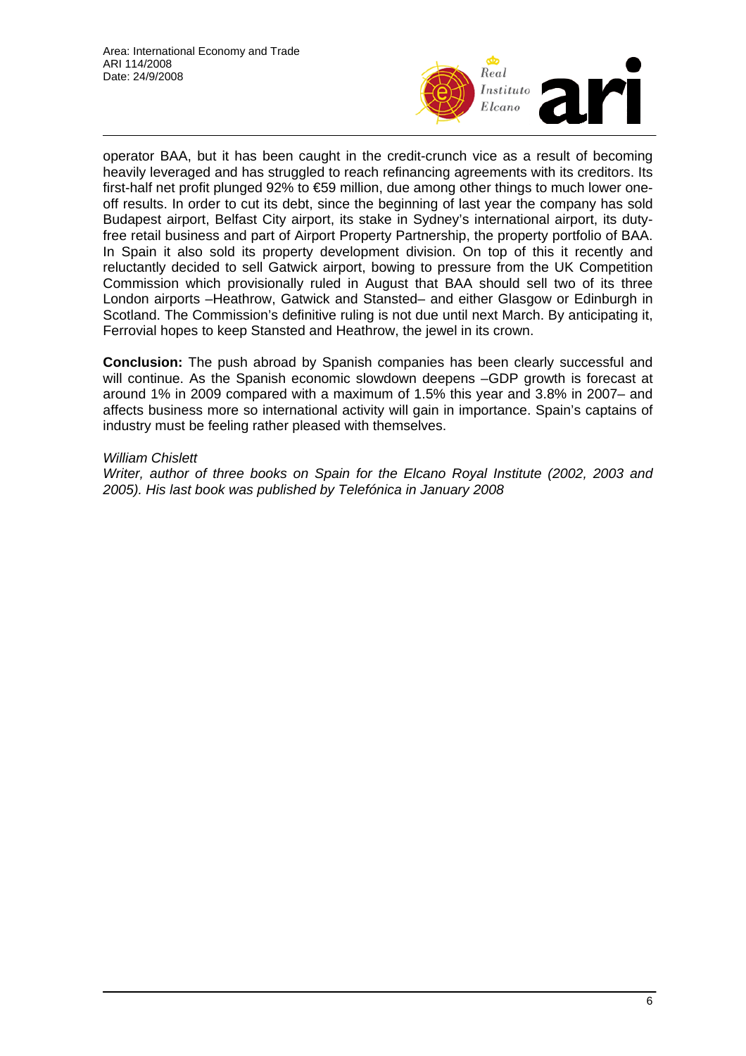operator BAA, but it has been caught in the credit-crunch vice as a result of becoming heavily leveraged and has struggled to reach refinancing agreements with its creditors. Its first-half net profit plunged 92% to €59 million, due among other things to much lower one-off results. In order to cut its debt, since the beginning of last year the company has sold Budapest airport, Belfast City airport, its stake in Sydney's international airport, its duty-free retail business and part of Airport Property Partnership, the property portfolio of BAA. In Spain it also sold its property development division. On top of this it recently and reluctantly decided to sell Gatwick airport, bowing to pressure from the UK Competition Commission which provisionally ruled in August that BAA should sell two of its three London airports –Heathrow, Gatwick and Stansted– and either Glasgow or Edinburgh in Scotland. The Commission's definitive ruling is not due until next March. By anticipating it, Ferrovial hopes to keep Stansted and Heathrow, the jewel in its crown.

**Conclusion:** The push abroad by Spanish companies has been clearly successful and will continue. As the Spanish economic slowdown deepens –GDP growth is forecast at around 1% in 2009 compared with a maximum of 1.5% this year and 3.8% in 2007– and affects business more so international activity will gain in importance. Spain's captains of industry must be feeling rather pleased with themselves.

*William Chislett*
*Writer, author of three books on Spain for the Elcano Royal Institute (2002, 2003 and 2005). His last book was published by Telefónica in January 2008*